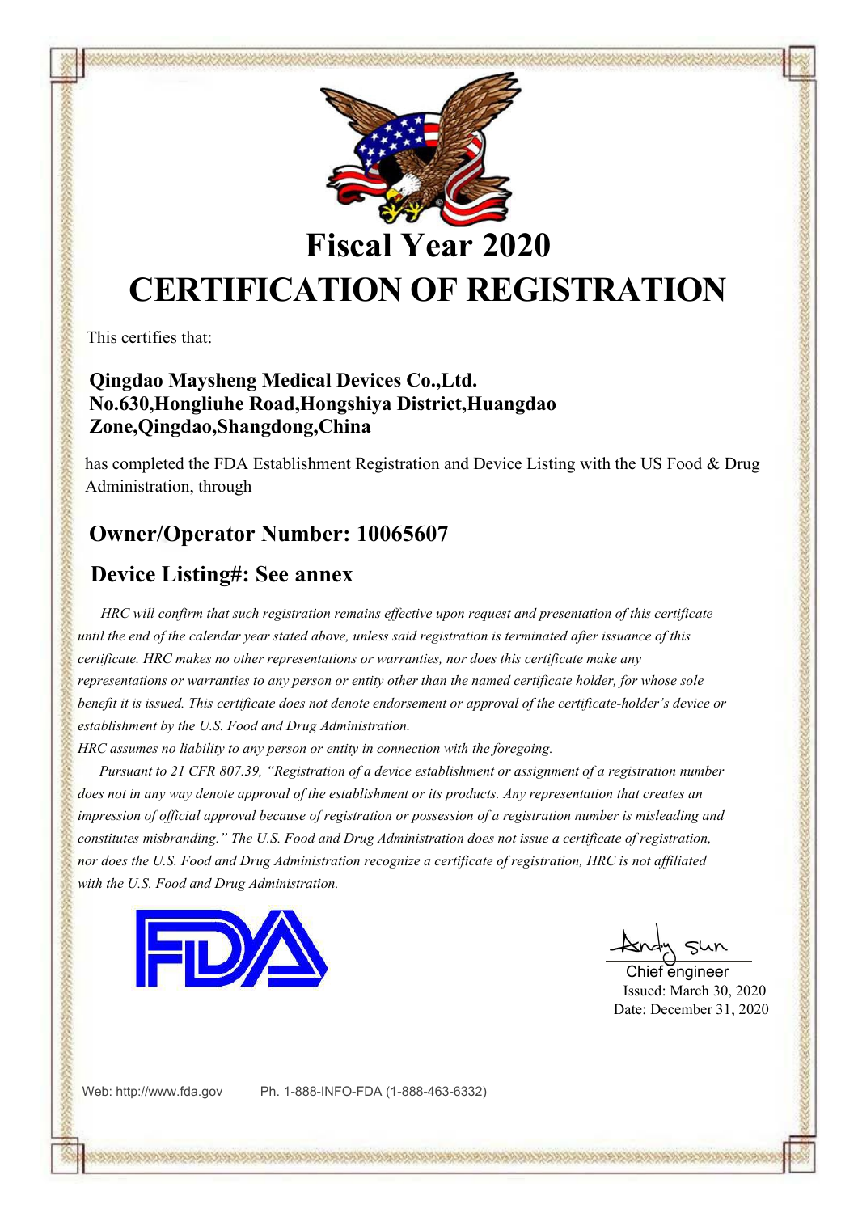# Fiscal Year 2020

# CERTIFICATION OF REGISTRATION

This certifies that:

**Qingdao Maysheng Medical Devices Co.,Ltd.**
**No.630,Hongliuhe Road,Hongshiya District,Huangdao Zone,Qingdao,Shangdong,China**

has completed the FDA Establishment Registration and Device Listing with the US Food & Drug Administration, through

## Owner/Operator Number: 10065607

## Device Listing#: See annex

*HRC will confirm that such registration remains effective upon request and presentation of this certificate until the end of the calendar year stated above, unless said registration is terminated after issuance of this certificate. HRC makes no other representations or warranties, nor does this certificate make any representations or warranties to any person or entity other than the named certificate holder, for whose sole benefit it is issued. This certificate does not denote endorsement or approval of the certificate-holder's device or establishment by the U.S. Food and Drug Administration.*

*HRC assumes no liability to any person or entity in connection with the foregoing.*

*Pursuant to 21 CFR 807.39, "Registration of a device establishment or assignment of a registration number does not in any way denote approval of the establishment or its products. Any representation that creates an impression of official approval because of registration or possession of a registration number is misleading and constitutes misbranding." The U.S. Food and Drug Administration does not issue a certificate of registration, nor does the U.S. Food and Drug Administration recognize a certificate of registration, HRC is not affiliated with the U.S. Food and Drug Administration.*

FDA

Andy Sun
Chief engineer
Issued: March 30, 2020
Date: December 31, 2020

Web: http://www.fda.gov Ph. 1-888-INFO-FDA (1-888-463-6332)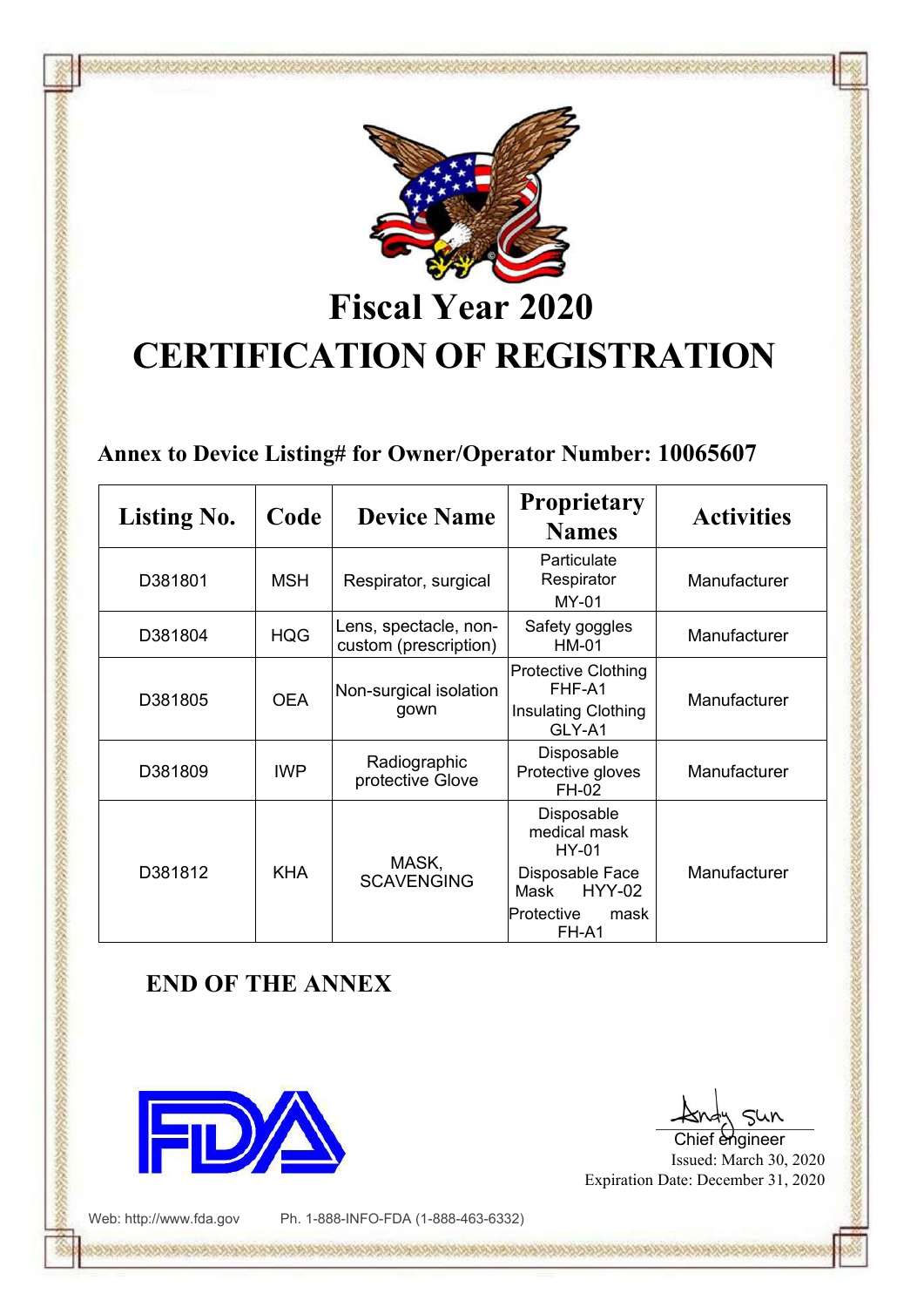# Fiscal Year 2020
# CERTIFICATION OF REGISTRATION

### Annex to Device Listing# for Owner/Operator Number: 10065607

| Listing No. | Code | Device Name | Proprietary Names | Activities |
| --- | --- | --- | --- | --- |
| D381801 | MSH | Respirator, surgical | Particulate Respirator MY-01 | Manufacturer |
| D381804 | HQG | Lens, spectacle, non-custom (prescription) | Safety goggles HM-01 | Manufacturer |
| D381805 | OEA | Non-surgical isolation gown | Protective Clothing FHF-A1<br>Insulating Clothing GLY-A1 | Manufacturer |
| D381809 | IWP | Radiographic protective Glove | Disposable Protective gloves FH-02 | Manufacturer |
| D381812 | KHA | MASK, SCAVENGING | Disposable medical mask HY-01<br>Disposable Face Mask HYY-02<br>Protective mask FH-A1 | Manufacturer |

### END OF THE ANNEX

FDA

Andy Sun
Chief engineer
Issued: March 30, 2020
Expiration Date: December 31, 2020

Web: http://www.fda.gov Ph. 1-888-INFO-FDA (1-888-463-6332)